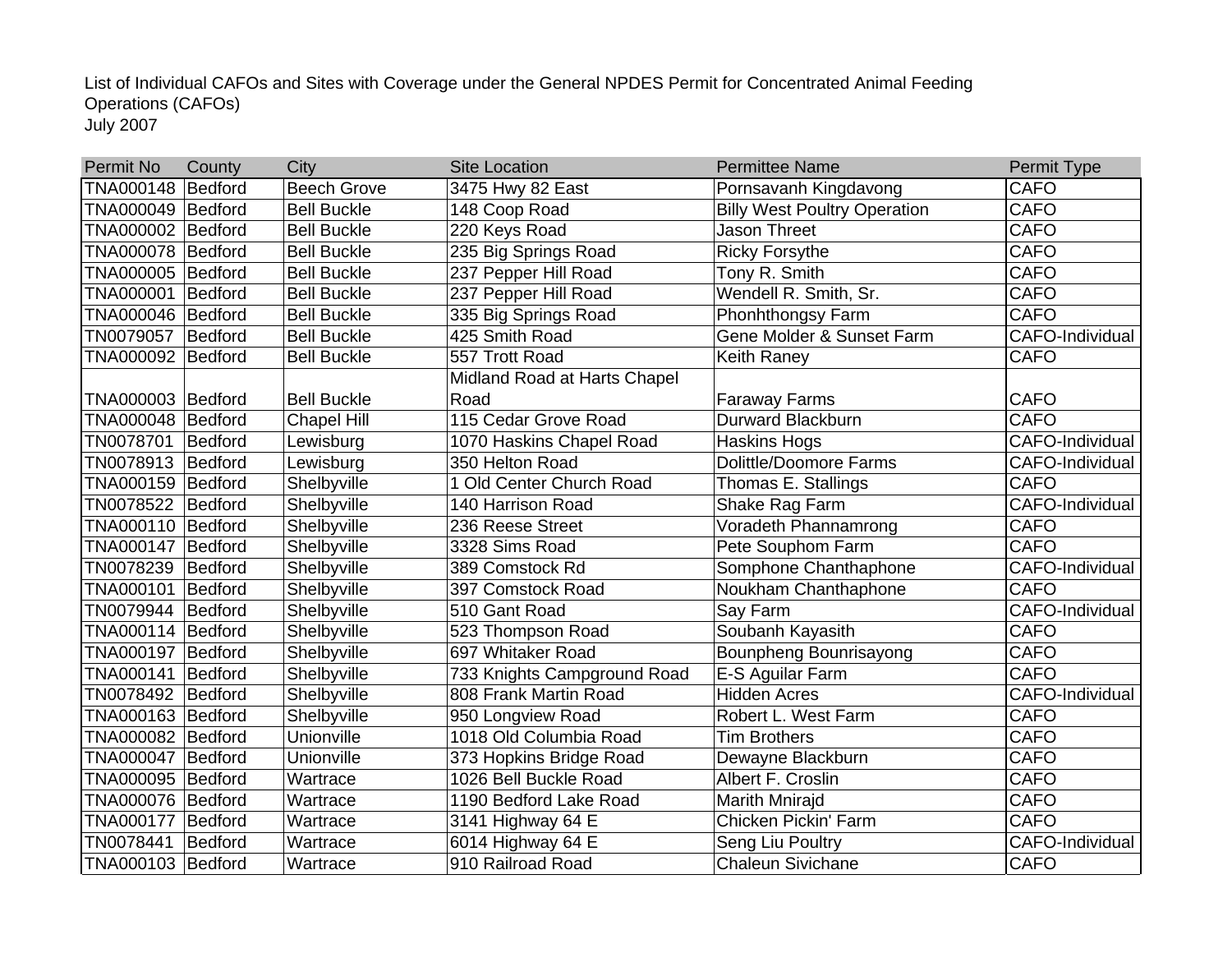List of Individual CAFOs and Sites with Coverage under the General NPDES Permit for Concentrated Animal Feeding Operations (CAFOs)
July 2007

| Permit No | County | City | Site Location | Permittee Name | Permit Type |
|---|---|---|---|---|---|
| TNA000148 | Bedford | Beech Grove | 3475 Hwy 82 East | Pornsavanh Kingdavong | CAFO |
| TNA000049 | Bedford | Bell Buckle | 148 Coop Road | Billy West Poultry Operation | CAFO |
| TNA000002 | Bedford | Bell Buckle | 220 Keys Road | Jason Threet | CAFO |
| TNA000078 | Bedford | Bell Buckle | 235 Big Springs Road | Ricky Forsythe | CAFO |
| TNA000005 | Bedford | Bell Buckle | 237 Pepper Hill Road | Tony R. Smith | CAFO |
| TNA000001 | Bedford | Bell Buckle | 237 Pepper Hill Road | Wendell R. Smith, Sr. | CAFO |
| TNA000046 | Bedford | Bell Buckle | 335 Big Springs Road | Phonhthongsy Farm | CAFO |
| TN0079057 | Bedford | Bell Buckle | 425 Smith Road | Gene Molder & Sunset Farm | CAFO-Individual |
| TNA000092 | Bedford | Bell Buckle | 557 Trott Road | Keith Raney | CAFO |
| TNA000003 | Bedford | Bell Buckle | Midland Road at Harts Chapel Road | Faraway Farms | CAFO |
| TNA000048 | Bedford | Chapel Hill | 115 Cedar Grove Road | Durward Blackburn | CAFO |
| TN0078701 | Bedford | Lewisburg | 1070 Haskins Chapel Road | Haskins Hogs | CAFO-Individual |
| TN0078913 | Bedford | Lewisburg | 350 Helton Road | Dolittle/Doomore Farms | CAFO-Individual |
| TNA000159 | Bedford | Shelbyville | 1 Old Center Church Road | Thomas E. Stallings | CAFO |
| TN0078522 | Bedford | Shelbyville | 140 Harrison Road | Shake Rag Farm | CAFO-Individual |
| TNA000110 | Bedford | Shelbyville | 236 Reese Street | Voradeth Phannamrong | CAFO |
| TNA000147 | Bedford | Shelbyville | 3328 Sims Road | Pete Souphom Farm | CAFO |
| TN0078239 | Bedford | Shelbyville | 389 Comstock Rd | Somphone Chanthaphone | CAFO-Individual |
| TNA000101 | Bedford | Shelbyville | 397 Comstock Road | Noukham Chanthaphone | CAFO |
| TN0079944 | Bedford | Shelbyville | 510 Gant Road | Say Farm | CAFO-Individual |
| TNA000114 | Bedford | Shelbyville | 523 Thompson Road | Soubanh Kayasith | CAFO |
| TNA000197 | Bedford | Shelbyville | 697 Whitaker Road | Bounpheng Bounrisayong | CAFO |
| TNA000141 | Bedford | Shelbyville | 733 Knights Campground Road | E-S Aguilar Farm | CAFO |
| TN0078492 | Bedford | Shelbyville | 808 Frank Martin Road | Hidden Acres | CAFO-Individual |
| TNA000163 | Bedford | Shelbyville | 950 Longview Road | Robert L. West Farm | CAFO |
| TNA000082 | Bedford | Unionville | 1018 Old Columbia Road | Tim Brothers | CAFO |
| TNA000047 | Bedford | Unionville | 373 Hopkins Bridge Road | Dewayne Blackburn | CAFO |
| TNA000095 | Bedford | Wartrace | 1026 Bell Buckle Road | Albert F. Croslin | CAFO |
| TNA000076 | Bedford | Wartrace | 1190 Bedford Lake Road | Marith Mnirajd | CAFO |
| TNA000177 | Bedford | Wartrace | 3141 Highway 64 E | Chicken Pickin' Farm | CAFO |
| TN0078441 | Bedford | Wartrace | 6014 Highway 64 E | Seng Liu Poultry | CAFO-Individual |
| TNA000103 | Bedford | Wartrace | 910 Railroad Road | Chaleun Sivichane | CAFO |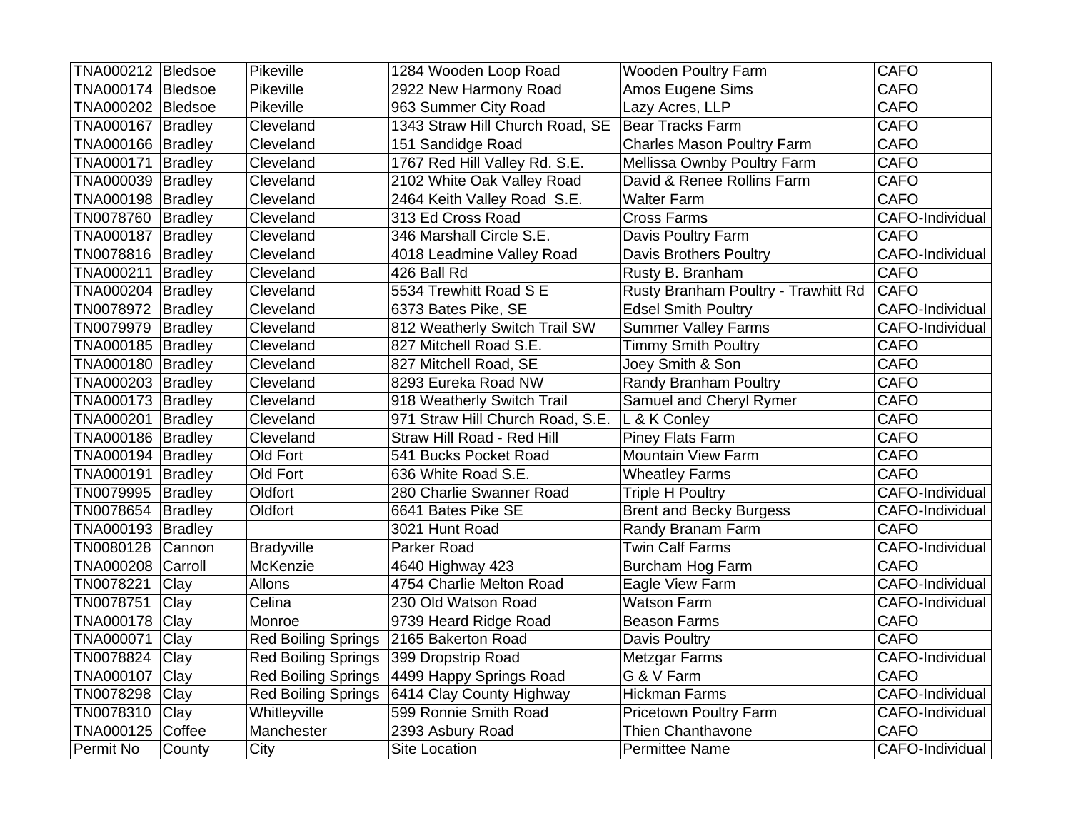| TNA000212 | Bledsoe | Pikeville | 1284 Wooden Loop Road | Wooden Poultry Farm | CAFO |
|---|---|---|---|---|---|
| TNA000174 | Bledsoe | Pikeville | 2922 New Harmony Road | Amos Eugene Sims | CAFO |
| TNA000202 | Bledsoe | Pikeville | 963 Summer City Road | Lazy Acres, LLP | CAFO |
| TNA000167 | Bradley | Cleveland | 1343 Straw Hill Church Road, SE | Bear Tracks Farm | CAFO |
| TNA000166 | Bradley | Cleveland | 151 Sandidge Road | Charles Mason Poultry Farm | CAFO |
| TNA000171 | Bradley | Cleveland | 1767 Red Hill Valley Rd. S.E. | Mellissa Ownby Poultry Farm | CAFO |
| TNA000039 | Bradley | Cleveland | 2102 White Oak Valley Road | David & Renee Rollins Farm | CAFO |
| TNA000198 | Bradley | Cleveland | 2464 Keith Valley Road S.E. | Walter Farm | CAFO |
| TN0078760 | Bradley | Cleveland | 313 Ed Cross Road | Cross Farms | CAFO-Individual |
| TNA000187 | Bradley | Cleveland | 346 Marshall Circle S.E. | Davis Poultry Farm | CAFO |
| TN0078816 | Bradley | Cleveland | 4018 Leadmine Valley Road | Davis Brothers Poultry | CAFO-Individual |
| TNA000211 | Bradley | Cleveland | 426 Ball Rd | Rusty B. Branham | CAFO |
| TNA000204 | Bradley | Cleveland | 5534 Trewhitt Road S E | Rusty Branham Poultry - Trawhitt Rd | CAFO |
| TN0078972 | Bradley | Cleveland | 6373 Bates Pike, SE | Edsel Smith Poultry | CAFO-Individual |
| TN0079979 | Bradley | Cleveland | 812 Weatherly Switch Trail SW | Summer Valley Farms | CAFO-Individual |
| TNA000185 | Bradley | Cleveland | 827 Mitchell Road S.E. | Timmy Smith Poultry | CAFO |
| TNA000180 | Bradley | Cleveland | 827 Mitchell Road, SE | Joey Smith & Son | CAFO |
| TNA000203 | Bradley | Cleveland | 8293 Eureka Road NW | Randy Branham Poultry | CAFO |
| TNA000173 | Bradley | Cleveland | 918 Weatherly Switch Trail | Samuel and Cheryl Rymer | CAFO |
| TNA000201 | Bradley | Cleveland | 971 Straw Hill Church Road, S.E. | L & K Conley | CAFO |
| TNA000186 | Bradley | Cleveland | Straw Hill Road - Red Hill | Piney Flats Farm | CAFO |
| TNA000194 | Bradley | Old Fort | 541 Bucks Pocket Road | Mountain View Farm | CAFO |
| TNA000191 | Bradley | Old Fort | 636 White Road S.E. | Wheatley Farms | CAFO |
| TN0079995 | Bradley | Oldfort | 280 Charlie Swanner Road | Triple H Poultry | CAFO-Individual |
| TN0078654 | Bradley | Oldfort | 6641 Bates Pike SE | Brent and Becky Burgess | CAFO-Individual |
| TNA000193 | Bradley | | 3021 Hunt Road | Randy Branam Farm | CAFO |
| TN0080128 | Cannon | Bradyville | Parker Road | Twin Calf Farms | CAFO-Individual |
| TNA000208 | Carroll | McKenzie | 4640 Highway 423 | Burcham Hog Farm | CAFO |
| TN0078221 | Clay | Allons | 4754 Charlie Melton Road | Eagle View Farm | CAFO-Individual |
| TN0078751 | Clay | Celina | 230 Old Watson Road | Watson Farm | CAFO-Individual |
| TNA000178 | Clay | Monroe | 9739 Heard Ridge Road | Beason Farms | CAFO |
| TNA000071 | Clay | Red Boiling Springs | 2165 Bakerton Road | Davis Poultry | CAFO |
| TN0078824 | Clay | Red Boiling Springs | 399 Dropstrip Road | Metzgar Farms | CAFO-Individual |
| TNA000107 | Clay | Red Boiling Springs | 4499 Happy Springs Road | G & V Farm | CAFO |
| TN0078298 | Clay | Red Boiling Springs | 6414 Clay County Highway | Hickman Farms | CAFO-Individual |
| TN0078310 | Clay | Whitleyville | 599 Ronnie Smith Road | Pricetown Poultry Farm | CAFO-Individual |
| TNA000125 | Coffee | Manchester | 2393 Asbury Road | Thien Chanthavone | CAFO |
| Permit No | County | City | Site Location | Permittee Name | CAFO-Individual |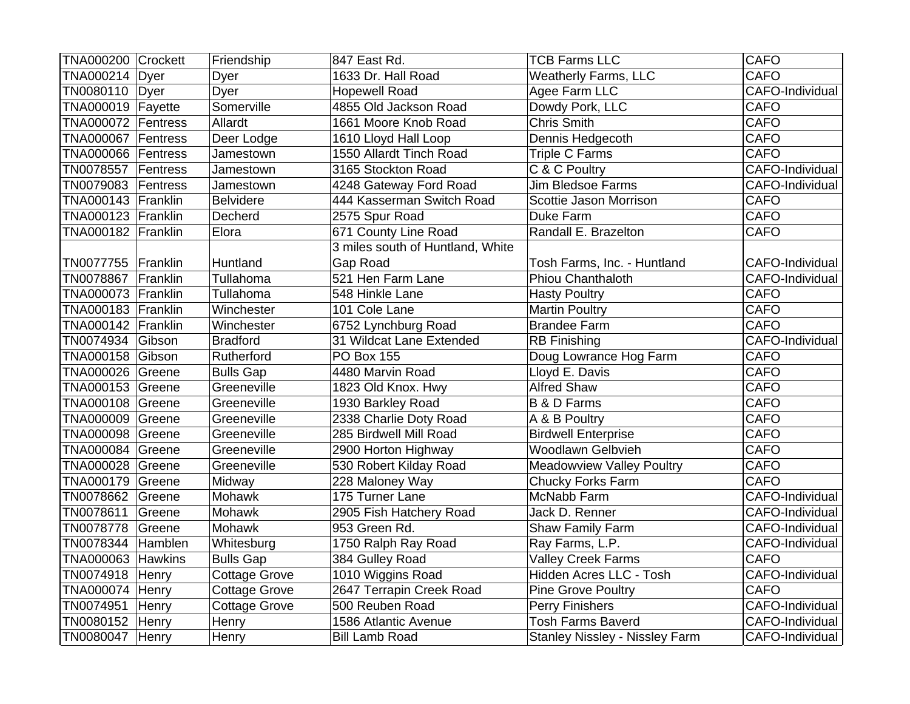| TNA000200 | Crockett | Friendship | 847 East Rd. | TCB Farms LLC | CAFO |
|---|---|---|---|---|---|
| TNA000214 | Dyer | Dyer | 1633 Dr. Hall Road | Weatherly Farms, LLC | CAFO |
| TN0080110 | Dyer | Dyer | Hopewell Road | Agee Farm LLC | CAFO-Individual |
| TNA000019 | Fayette | Somerville | 4855 Old Jackson Road | Dowdy Pork, LLC | CAFO |
| TNA000072 | Fentress | Allardt | 1661 Moore Knob Road | Chris Smith | CAFO |
| TNA000067 | Fentress | Deer Lodge | 1610 Lloyd Hall Loop | Dennis Hedgecoth | CAFO |
| TNA000066 | Fentress | Jamestown | 1550 Allardt Tinch Road | Triple C Farms | CAFO |
| TN0078557 | Fentress | Jamestown | 3165 Stockton Road | C & C Poultry | CAFO-Individual |
| TN0079083 | Fentress | Jamestown | 4248 Gateway Ford Road | Jim Bledsoe Farms | CAFO-Individual |
| TNA000143 | Franklin | Belvidere | 444 Kasserman Switch Road | Scottie Jason Morrison | CAFO |
| TNA000123 | Franklin | Decherd | 2575 Spur Road | Duke Farm | CAFO |
| TNA000182 | Franklin | Elora | 671 County Line Road | Randall E. Brazelton | CAFO |
| TN0077755 | Franklin | Huntland | 3 miles south of Huntland, White Gap Road | Tosh Farms, Inc. - Huntland | CAFO-Individual |
| TN0078867 | Franklin | Tullahoma | 521 Hen Farm Lane | Phiou Chanthaloth | CAFO-Individual |
| TNA000073 | Franklin | Tullahoma | 548 Hinkle Lane | Hasty Poultry | CAFO |
| TNA000183 | Franklin | Winchester | 101 Cole Lane | Martin Poultry | CAFO |
| TNA000142 | Franklin | Winchester | 6752 Lynchburg Road | Brandee Farm | CAFO |
| TN0074934 | Gibson | Bradford | 31 Wildcat Lane Extended | RB Finishing | CAFO-Individual |
| TNA000158 | Gibson | Rutherford | PO Box 155 | Doug Lowrance Hog Farm | CAFO |
| TNA000026 | Greene | Bulls Gap | 4480 Marvin Road | Lloyd E. Davis | CAFO |
| TNA000153 | Greene | Greeneville | 1823 Old Knox. Hwy | Alfred Shaw | CAFO |
| TNA000108 | Greene | Greeneville | 1930 Barkley Road | B & D Farms | CAFO |
| TNA000009 | Greene | Greeneville | 2338 Charlie Doty Road | A & B Poultry | CAFO |
| TNA000098 | Greene | Greeneville | 285 Birdwell Mill Road | Birdwell Enterprise | CAFO |
| TNA000084 | Greene | Greeneville | 2900 Horton Highway | Woodlawn Gelbvieh | CAFO |
| TNA000028 | Greene | Greeneville | 530 Robert Kilday Road | Meadowview Valley Poultry | CAFO |
| TNA000179 | Greene | Midway | 228 Maloney Way | Chucky Forks Farm | CAFO |
| TN0078662 | Greene | Mohawk | 175 Turner Lane | McNabb Farm | CAFO-Individual |
| TN0078611 | Greene | Mohawk | 2905 Fish Hatchery Road | Jack D. Renner | CAFO-Individual |
| TN0078778 | Greene | Mohawk | 953 Green Rd. | Shaw Family Farm | CAFO-Individual |
| TN0078344 | Hamblen | Whitesburg | 1750 Ralph Ray Road | Ray Farms, L.P. | CAFO-Individual |
| TNA000063 | Hawkins | Bulls Gap | 384 Gulley Road | Valley Creek Farms | CAFO |
| TN0074918 | Henry | Cottage Grove | 1010 Wiggins Road | Hidden Acres LLC - Tosh | CAFO-Individual |
| TNA000074 | Henry | Cottage Grove | 2647 Terrapin Creek Road | Pine Grove Poultry | CAFO |
| TN0074951 | Henry | Cottage Grove | 500 Reuben Road | Perry Finishers | CAFO-Individual |
| TN0080152 | Henry | Henry | 1586 Atlantic Avenue | Tosh Farms Baverd | CAFO-Individual |
| TN0080047 | Henry | Henry | Bill Lamb Road | Stanley Nissley - Nissley Farm | CAFO-Individual |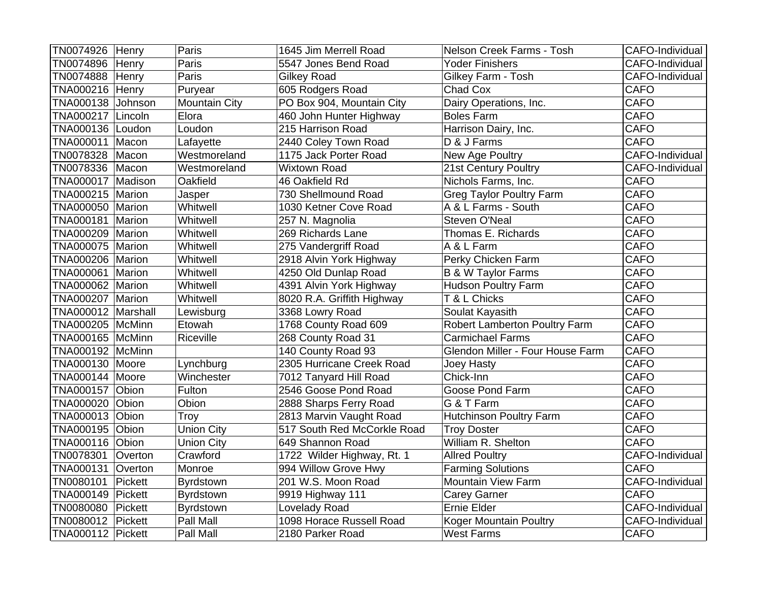| TN0074926 | Henry | Paris | 1645 Jim Merrell Road | Nelson Creek Farms - Tosh | CAFO-Individual |
|---|---|---|---|---|---|
| TN0074896 | Henry | Paris | 5547 Jones Bend Road | Yoder Finishers | CAFO-Individual |
| TN0074888 | Henry | Paris | Gilkey Road | Gilkey Farm - Tosh | CAFO-Individual |
| TNA000216 | Henry | Puryear | 605 Rodgers Road | Chad Cox | CAFO |
| TNA000138 | Johnson | Mountain City | PO Box 904, Mountain City | Dairy Operations, Inc. | CAFO |
| TNA000217 | Lincoln | Elora | 460 John Hunter Highway | Boles Farm | CAFO |
| TNA000136 | Loudon | Loudon | 215 Harrison Road | Harrison Dairy, Inc. | CAFO |
| TNA000011 | Macon | Lafayette | 2440 Coley Town Road | D & J Farms | CAFO |
| TN0078328 | Macon | Westmoreland | 1175 Jack Porter Road | New Age Poultry | CAFO-Individual |
| TN0078336 | Macon | Westmoreland | Wixtown Road | 21st Century Poultry | CAFO-Individual |
| TNA000017 | Madison | Oakfield | 46 Oakfield Rd | Nichols Farms, Inc. | CAFO |
| TNA000215 | Marion | Jasper | 730 Shellmound Road | Greg Taylor Poultry Farm | CAFO |
| TNA000050 | Marion | Whitwell | 1030 Ketner Cove Road | A & L Farms - South | CAFO |
| TNA000181 | Marion | Whitwell | 257 N. Magnolia | Steven O'Neal | CAFO |
| TNA000209 | Marion | Whitwell | 269 Richards Lane | Thomas E. Richards | CAFO |
| TNA000075 | Marion | Whitwell | 275 Vandergriff Road | A & L Farm | CAFO |
| TNA000206 | Marion | Whitwell | 2918 Alvin York Highway | Perky Chicken Farm | CAFO |
| TNA000061 | Marion | Whitwell | 4250 Old Dunlap Road | B & W Taylor Farms | CAFO |
| TNA000062 | Marion | Whitwell | 4391 Alvin York Highway | Hudson Poultry Farm | CAFO |
| TNA000207 | Marion | Whitwell | 8020 R.A. Griffith Highway | T & L Chicks | CAFO |
| TNA000012 | Marshall | Lewisburg | 3368 Lowry Road | Soulat Kayasith | CAFO |
| TNA000205 | McMinn | Etowah | 1768 County Road 609 | Robert Lamberton Poultry Farm | CAFO |
| TNA000165 | McMinn | Riceville | 268 County Road 31 | Carmichael Farms | CAFO |
| TNA000192 | McMinn | | 140 County Road 93 | Glendon Miller - Four House Farm | CAFO |
| TNA000130 | Moore | Lynchburg | 2305 Hurricane Creek Road | Joey Hasty | CAFO |
| TNA000144 | Moore | Winchester | 7012 Tanyard Hill Road | Chick-Inn | CAFO |
| TNA000157 | Obion | Fulton | 2546 Goose Pond Road | Goose Pond Farm | CAFO |
| TNA000020 | Obion | Obion | 2888 Sharps Ferry Road | G & T Farm | CAFO |
| TNA000013 | Obion | Troy | 2813 Marvin Vaught Road | Hutchinson Poultry Farm | CAFO |
| TNA000195 | Obion | Union City | 517 South Red McCorkle Road | Troy Doster | CAFO |
| TNA000116 | Obion | Union City | 649 Shannon Road | William R. Shelton | CAFO |
| TN0078301 | Overton | Crawford | 1722 Wilder Highway, Rt. 1 | Allred Poultry | CAFO-Individual |
| TNA000131 | Overton | Monroe | 994 Willow Grove Hwy | Farming Solutions | CAFO |
| TN0080101 | Pickett | Byrdstown | 201 W.S. Moon Road | Mountain View Farm | CAFO-Individual |
| TNA000149 | Pickett | Byrdstown | 9919 Highway 111 | Carey Garner | CAFO |
| TN0080080 | Pickett | Byrdstown | Lovelady Road | Ernie Elder | CAFO-Individual |
| TN0080012 | Pickett | Pall Mall | 1098 Horace Russell Road | Koger Mountain Poultry | CAFO-Individual |
| TNA000112 | Pickett | Pall Mall | 2180 Parker Road | West Farms | CAFO |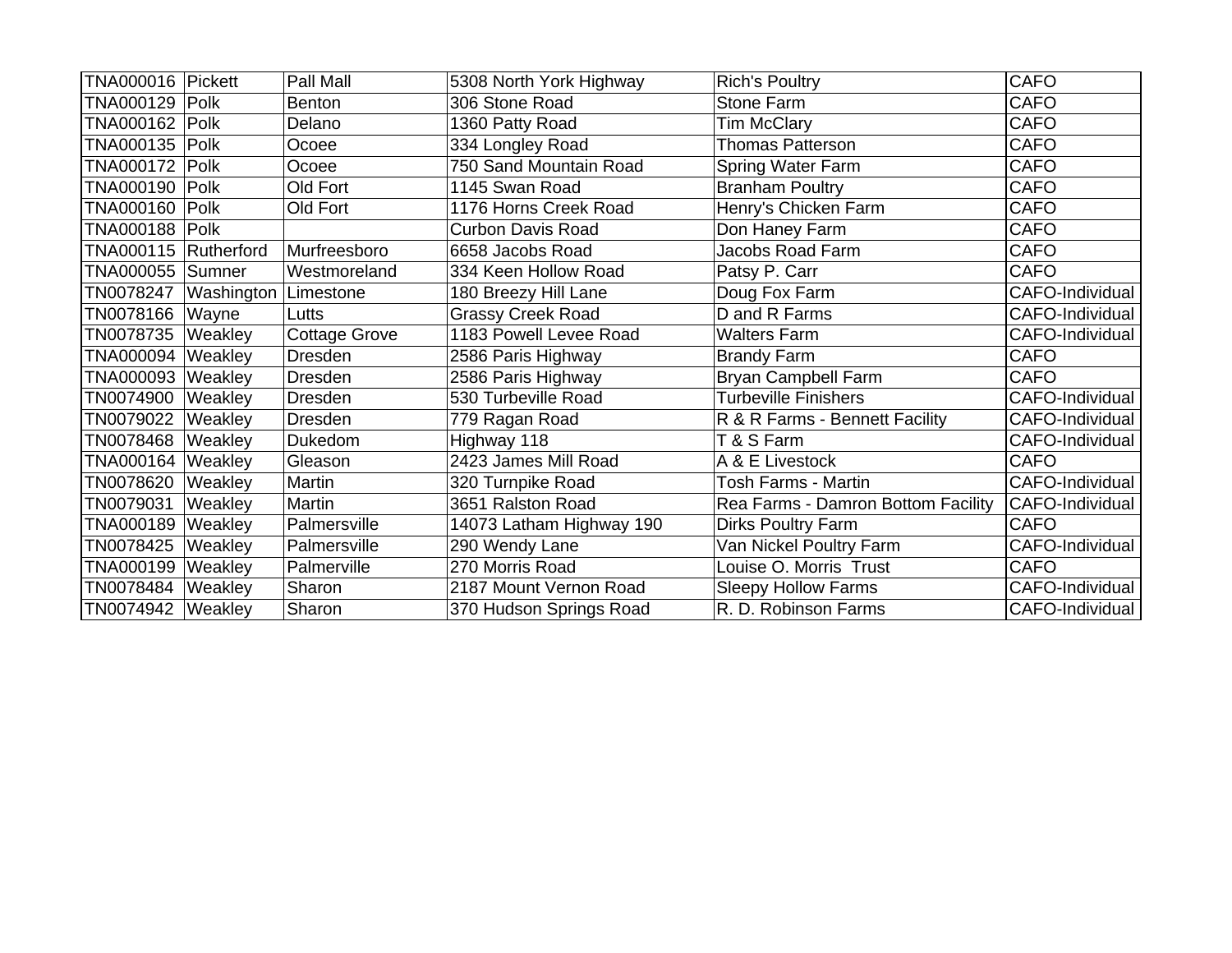| | | | | | |
|---|---|---|---|---|---|
| TNA000016 | Pickett | Pall Mall | 5308 North York Highway | Rich's Poultry | CAFO |
| TNA000129 | Polk | Benton | 306 Stone Road | Stone Farm | CAFO |
| TNA000162 | Polk | Delano | 1360 Patty Road | Tim McClary | CAFO |
| TNA000135 | Polk | Ocoee | 334 Longley Road | Thomas Patterson | CAFO |
| TNA000172 | Polk | Ocoee | 750 Sand Mountain Road | Spring Water Farm | CAFO |
| TNA000190 | Polk | Old Fort | 1145 Swan Road | Branham Poultry | CAFO |
| TNA000160 | Polk | Old Fort | 1176 Horns Creek Road | Henry's Chicken Farm | CAFO |
| TNA000188 | Polk | | Curbon Davis Road | Don Haney Farm | CAFO |
| TNA000115 | Rutherford | Murfreesboro | 6658 Jacobs Road | Jacobs Road Farm | CAFO |
| TNA000055 | Sumner | Westmoreland | 334 Keen Hollow Road | Patsy P. Carr | CAFO |
| TN0078247 | Washington | Limestone | 180 Breezy Hill Lane | Doug Fox Farm | CAFO-Individual |
| TN0078166 | Wayne | Lutts | Grassy Creek Road | D and R Farms | CAFO-Individual |
| TN0078735 | Weakley | Cottage Grove | 1183 Powell Levee Road | Walters Farm | CAFO-Individual |
| TNA000094 | Weakley | Dresden | 2586 Paris Highway | Brandy Farm | CAFO |
| TNA000093 | Weakley | Dresden | 2586 Paris Highway | Bryan Campbell Farm | CAFO |
| TN0074900 | Weakley | Dresden | 530 Turbeville Road | Turbeville Finishers | CAFO-Individual |
| TN0079022 | Weakley | Dresden | 779 Ragan Road | R & R Farms - Bennett Facility | CAFO-Individual |
| TN0078468 | Weakley | Dukedom | Highway 118 | T & S Farm | CAFO-Individual |
| TNA000164 | Weakley | Gleason | 2423 James Mill Road | A & E Livestock | CAFO |
| TN0078620 | Weakley | Martin | 320 Turnpike Road | Tosh Farms - Martin | CAFO-Individual |
| TN0079031 | Weakley | Martin | 3651 Ralston Road | Rea Farms - Damron Bottom Facility | CAFO-Individual |
| TNA000189 | Weakley | Palmersville | 14073 Latham Highway 190 | Dirks Poultry Farm | CAFO |
| TN0078425 | Weakley | Palmersville | 290 Wendy Lane | Van Nickel Poultry Farm | CAFO-Individual |
| TNA000199 | Weakley | Palmerville | 270 Morris Road | Louise O. Morris Trust | CAFO |
| TN0078484 | Weakley | Sharon | 2187 Mount Vernon Road | Sleepy Hollow Farms | CAFO-Individual |
| TN0074942 | Weakley | Sharon | 370 Hudson Springs Road | R. D. Robinson Farms | CAFO-Individual |